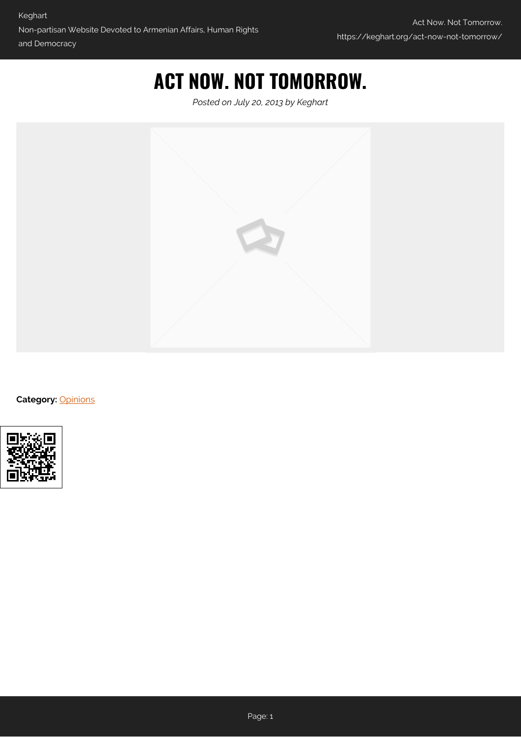# ACT NOW. NOT TOMORROW.

*Posted on July 20, 2013 by Keghart*

**Category:** Opinions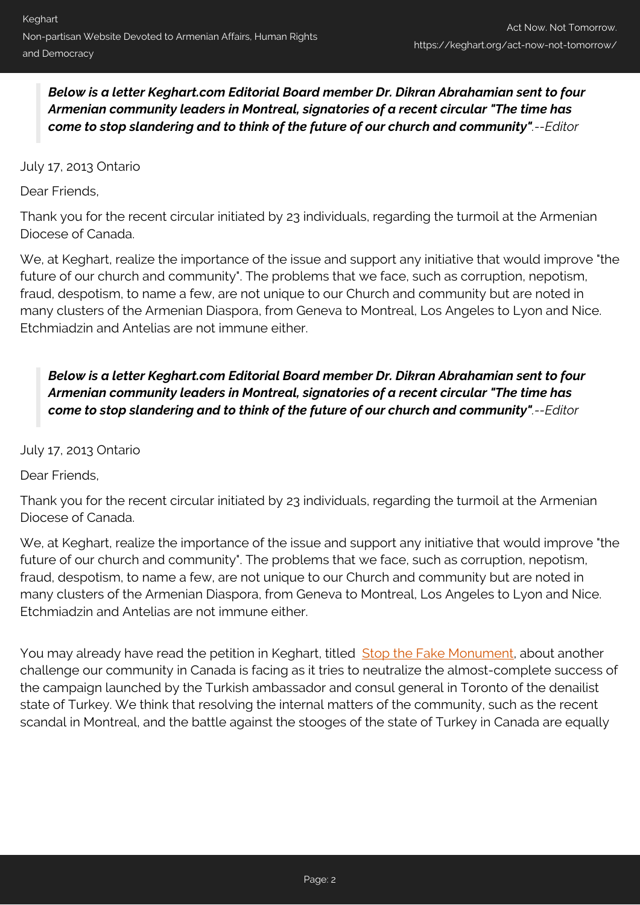> ***Below is a letter Keghart.com Editorial Board member Dr. Dikran Abrahamian sent to four Armenian community leaders in Montreal, signatories of a recent circular "The time has come to stop slandering and to think of the future of our church and community".*** *--Editor*

July 17, 2013 Ontario

Dear Friends,

Thank you for the recent circular initiated by 23 individuals, regarding the turmoil at the Armenian Diocese of Canada.

We, at Keghart, realize the importance of the issue and support any initiative that would improve "the future of our church and community". The problems that we face, such as corruption, nepotism, fraud, despotism, to name a few, are not unique to our Church and community but are noted in many clusters of the Armenian Diaspora, from Geneva to Montreal, Los Angeles to Lyon and Nice. Etchmiadzin and Antelias are not immune either.

> ***Below is a letter Keghart.com Editorial Board member Dr. Dikran Abrahamian sent to four Armenian community leaders in Montreal, signatories of a recent circular "The time has come to stop slandering and to think of the future of our church and community".*** *--Editor*

July 17, 2013 Ontario

Dear Friends,

Thank you for the recent circular initiated by 23 individuals, regarding the turmoil at the Armenian Diocese of Canada.

We, at Keghart, realize the importance of the issue and support any initiative that would improve "the future of our church and community". The problems that we face, such as corruption, nepotism, fraud, despotism, to name a few, are not unique to our Church and community but are noted in many clusters of the Armenian Diaspora, from Geneva to Montreal, Los Angeles to Lyon and Nice. Etchmiadzin and Antelias are not immune either.

You may already have read the petition in Keghart, titled [Stop the Fake Monument](), about another challenge our community in Canada is facing as it tries to neutralize the almost-complete success of the campaign launched by the Turkish ambassador and consul general in Toronto of the denailist state of Turkey. We think that resolving the internal matters of the community, such as the recent scandal in Montreal, and the battle against the stooges of the state of Turkey in Canada are equally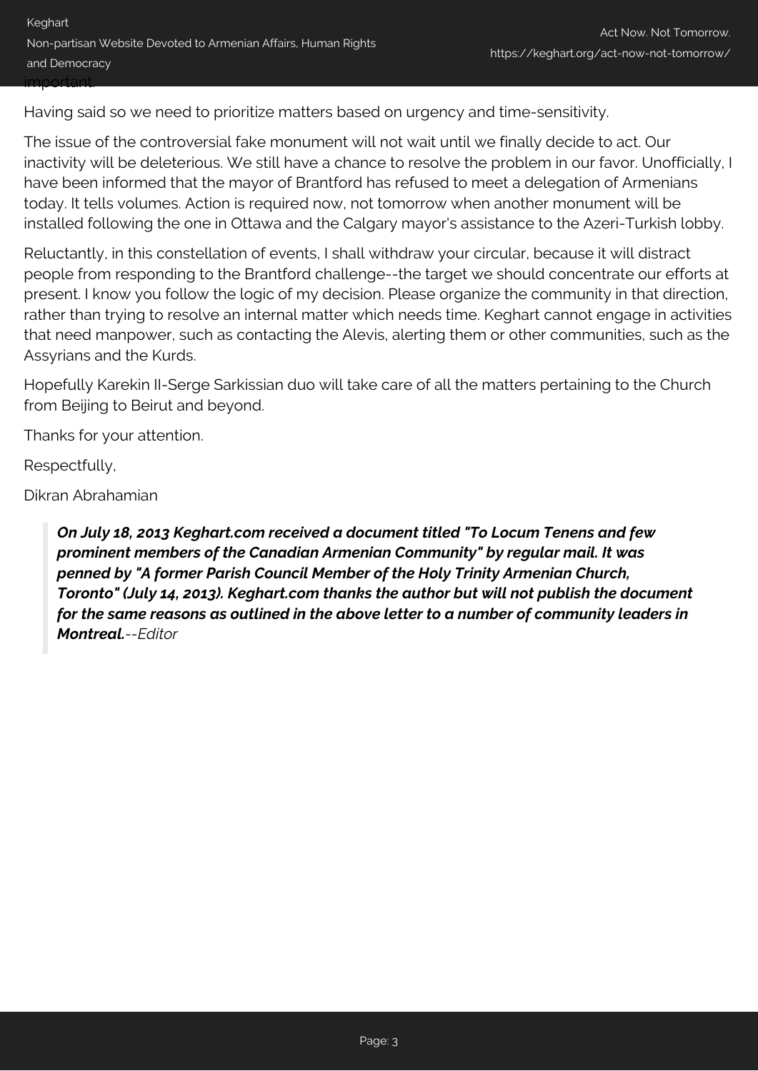important.

Having said so we need to prioritize matters based on urgency and time-sensitivity.

The issue of the controversial fake monument will not wait until we finally decide to act. Our inactivity will be deleterious. We still have a chance to resolve the problem in our favor. Unofficially, I have been informed that the mayor of Brantford has refused to meet a delegation of Armenians today. It tells volumes. Action is required now, not tomorrow when another monument will be installed following the one in Ottawa and the Calgary mayor's assistance to the Azeri-Turkish lobby.

Reluctantly, in this constellation of events, I shall withdraw your circular, because it will distract people from responding to the Brantford challenge--the target we should concentrate our efforts at present. I know you follow the logic of my decision. Please organize the community in that direction, rather than trying to resolve an internal matter which needs time. Keghart cannot engage in activities that need manpower, such as contacting the Alevis, alerting them or other communities, such as the Assyrians and the Kurds.

Hopefully Karekin II-Serge Sarkissian duo will take care of all the matters pertaining to the Church from Beijing to Beirut and beyond.

Thanks for your attention.

Respectfully,

Dikran Abrahamian

> ***On July 18, 2013 Keghart.com received a document titled "To Locum Tenens and few prominent members of the Canadian Armenian Community" by regular mail. It was penned by "A former Parish Council Member of the Holy Trinity Armenian Church, Toronto" (July 14, 2013). Keghart.com thanks the author but will not publish the document for the same reasons as outlined in the above letter to a number of community leaders in Montreal.****--Editor*